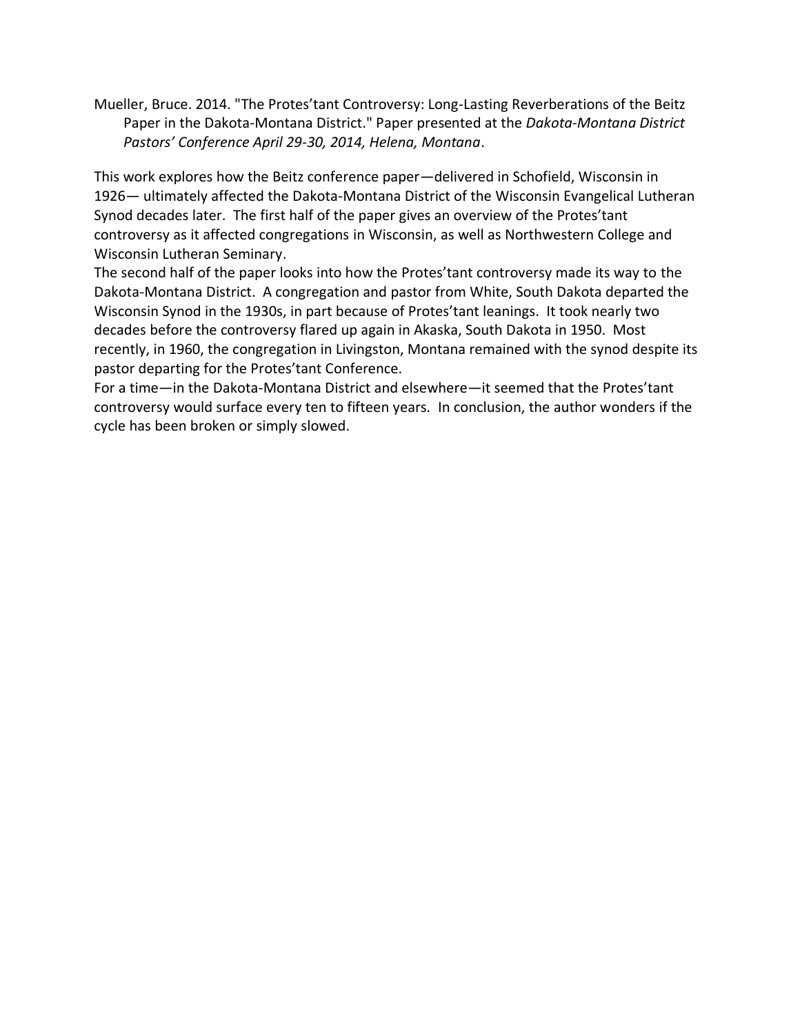Mueller, Bruce. 2014. "The Protes'tant Controversy: Long-Lasting Reverberations of the Beitz Paper in the Dakota-Montana District." Paper presented at the *Dakota-Montana District Pastors' Conference April 29-30, 2014, Helena, Montana*.

This work explores how the Beitz conference paper—delivered in Schofield, Wisconsin in 1926— ultimately affected the Dakota-Montana District of the Wisconsin Evangelical Lutheran Synod decades later. The first half of the paper gives an overview of the Protes'tant controversy as it affected congregations in Wisconsin, as well as Northwestern College and Wisconsin Lutheran Seminary.

The second half of the paper looks into how the Protes'tant controversy made its way to the Dakota-Montana District. A congregation and pastor from White, South Dakota departed the Wisconsin Synod in the 1930s, in part because of Protes'tant leanings. It took nearly two decades before the controversy flared up again in Akaska, South Dakota in 1950. Most recently, in 1960, the congregation in Livingston, Montana remained with the synod despite its pastor departing for the Protes'tant Conference.

For a time—in the Dakota-Montana District and elsewhere—it seemed that the Protes'tant controversy would surface every ten to fifteen years. In conclusion, the author wonders if the cycle has been broken or simply slowed.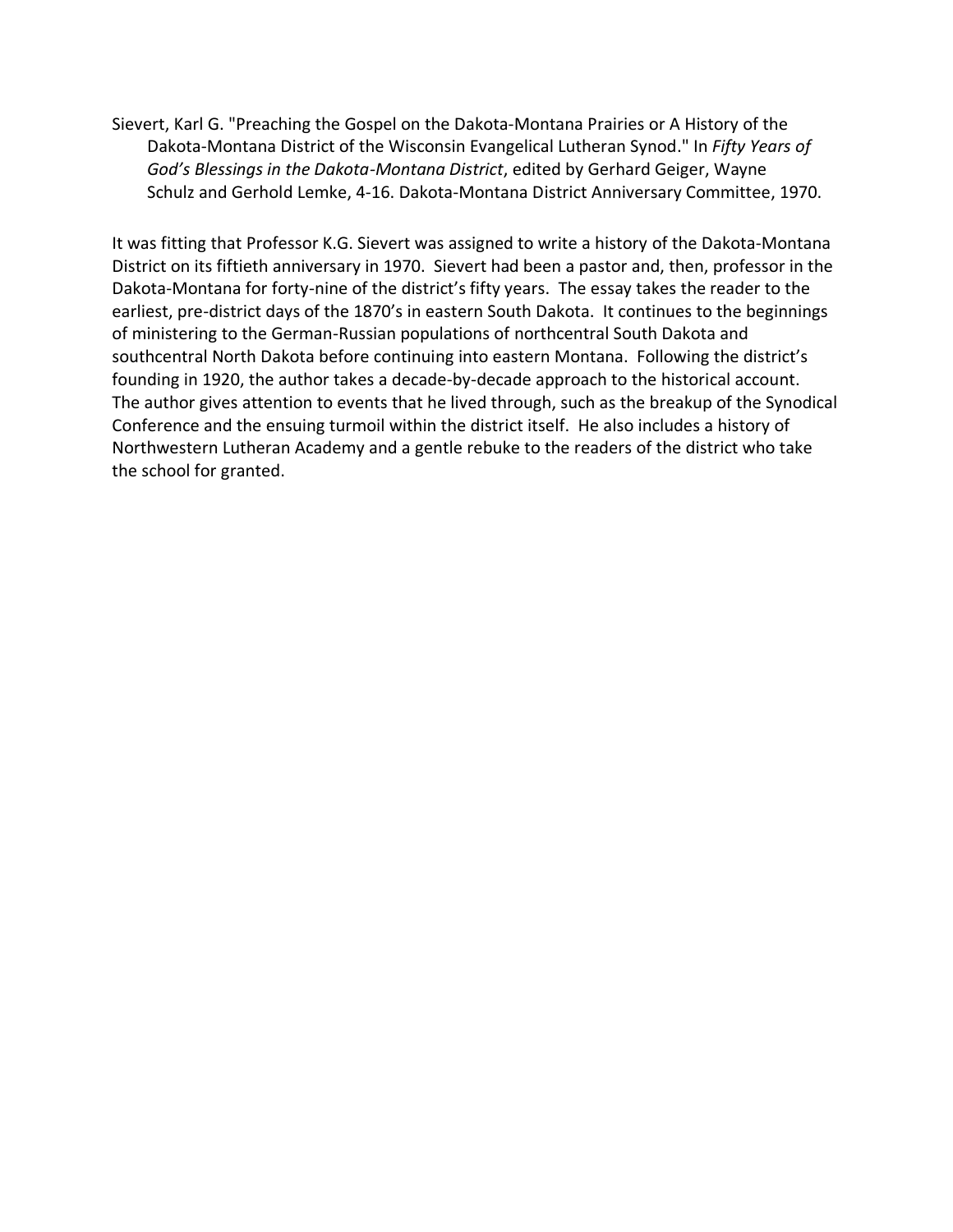Sievert, Karl G. "Preaching the Gospel on the Dakota-Montana Prairies or A History of the Dakota-Montana District of the Wisconsin Evangelical Lutheran Synod." In *Fifty Years of God's Blessings in the Dakota-Montana District*, edited by Gerhard Geiger, Wayne Schulz and Gerhold Lemke, 4-16. Dakota-Montana District Anniversary Committee, 1970.

It was fitting that Professor K.G. Sievert was assigned to write a history of the Dakota-Montana District on its fiftieth anniversary in 1970. Sievert had been a pastor and, then, professor in the Dakota-Montana for forty-nine of the district's fifty years. The essay takes the reader to the earliest, pre-district days of the 1870's in eastern South Dakota. It continues to the beginnings of ministering to the German-Russian populations of northcentral South Dakota and southcentral North Dakota before continuing into eastern Montana. Following the district's founding in 1920, the author takes a decade-by-decade approach to the historical account. The author gives attention to events that he lived through, such as the breakup of the Synodical Conference and the ensuing turmoil within the district itself. He also includes a history of Northwestern Lutheran Academy and a gentle rebuke to the readers of the district who take the school for granted.